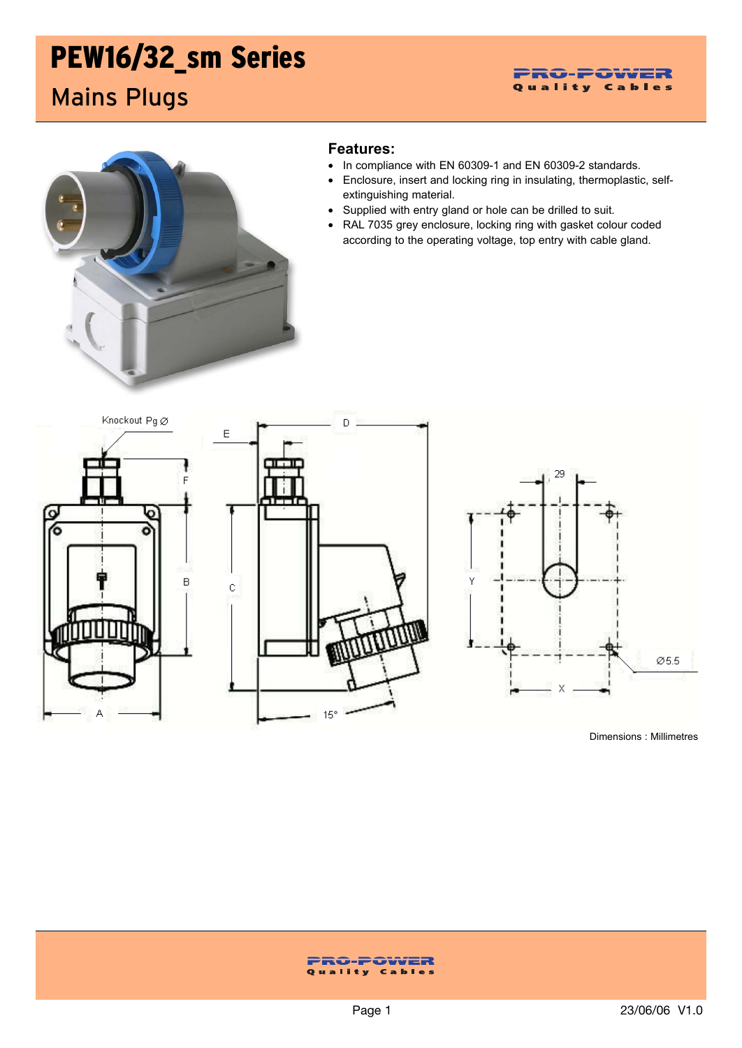# PEW16/32_sm Series

## Mains Plugs

### Features:

- In compliance with EN 60309-1 and EN 60309-2 standards.
- Enclosure, insert and locking ring in insulating, thermoplastic, self-extinguishing material.
- Supplied with entry gland or hole can be drilled to suit.
- RAL 7035 grey enclosure, locking ring with gasket colour coded according to the operating voltage, top entry with cable gland.

Dimensions : Millimetres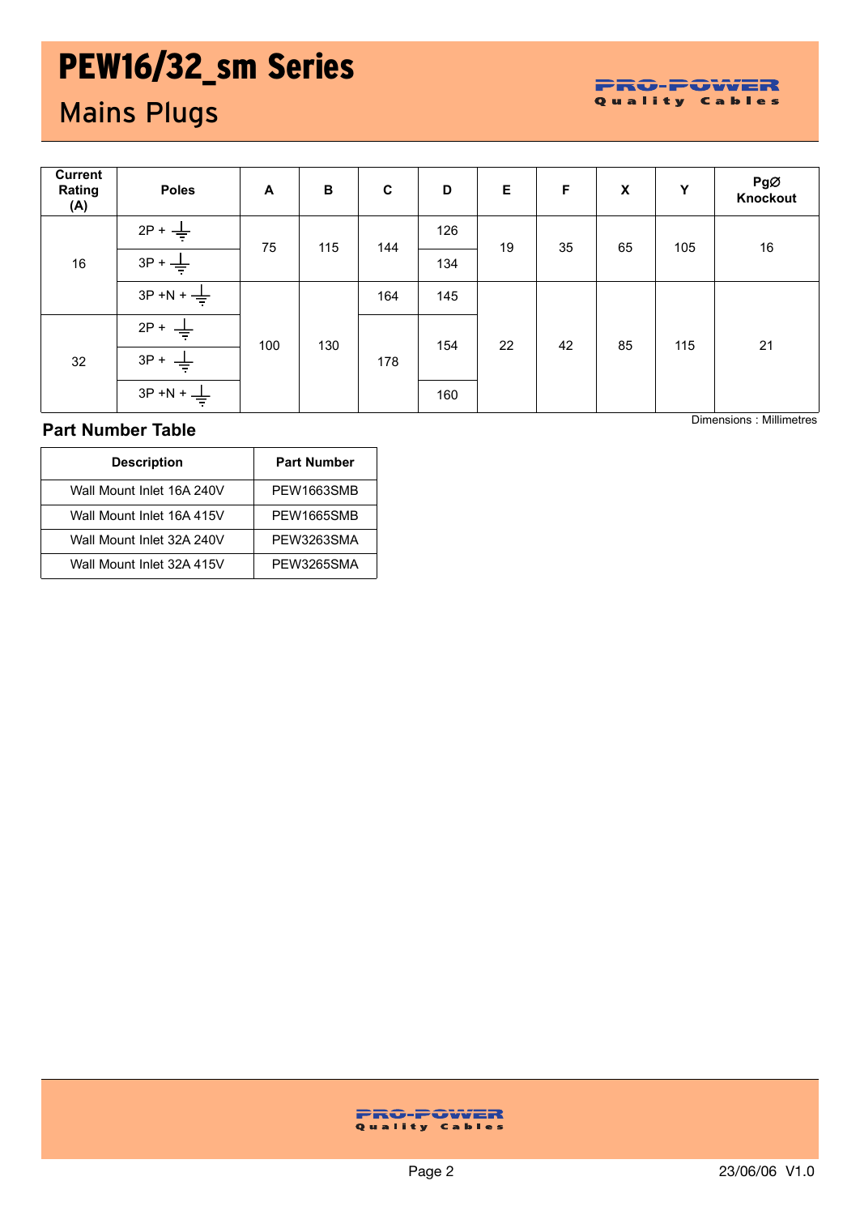# PEW16/32_sm Series

## Mains Plugs

| Current Rating (A) | Poles | A | B | C | D | E | F | X | Y | PgØ Knockout |
|---|---|---|---|---|---|---|---|---|---|---|
| 16 | 2P + ⏚ | 75 | 115 | 144 | 126 | 19 | 35 | 65 | 105 | 16 |
| | 3P + ⏚ | | | | 134 | | | | | |
| | 3P +N + ⏚ | 100 | 130 | 164 | 145 | 22 | 42 | 85 | 115 | 21 |
| 32 | 2P + ⏚ | | | 178 | 154 | | | | | |
| | 3P + ⏚ | | | | | | | | | |
| | 3P +N + ⏚ | | | | 160 | | | | | |

Dimensions : Millimetres

### Part Number Table

| Description | Part Number |
|---|---|
| Wall Mount Inlet 16A 240V | PEW1663SMB |
| Wall Mount Inlet 16A 415V | PEW1665SMB |
| Wall Mount Inlet 32A 240V | PEW3263SMA |
| Wall Mount Inlet 32A 415V | PEW3265SMA |

23/06/06 V1.0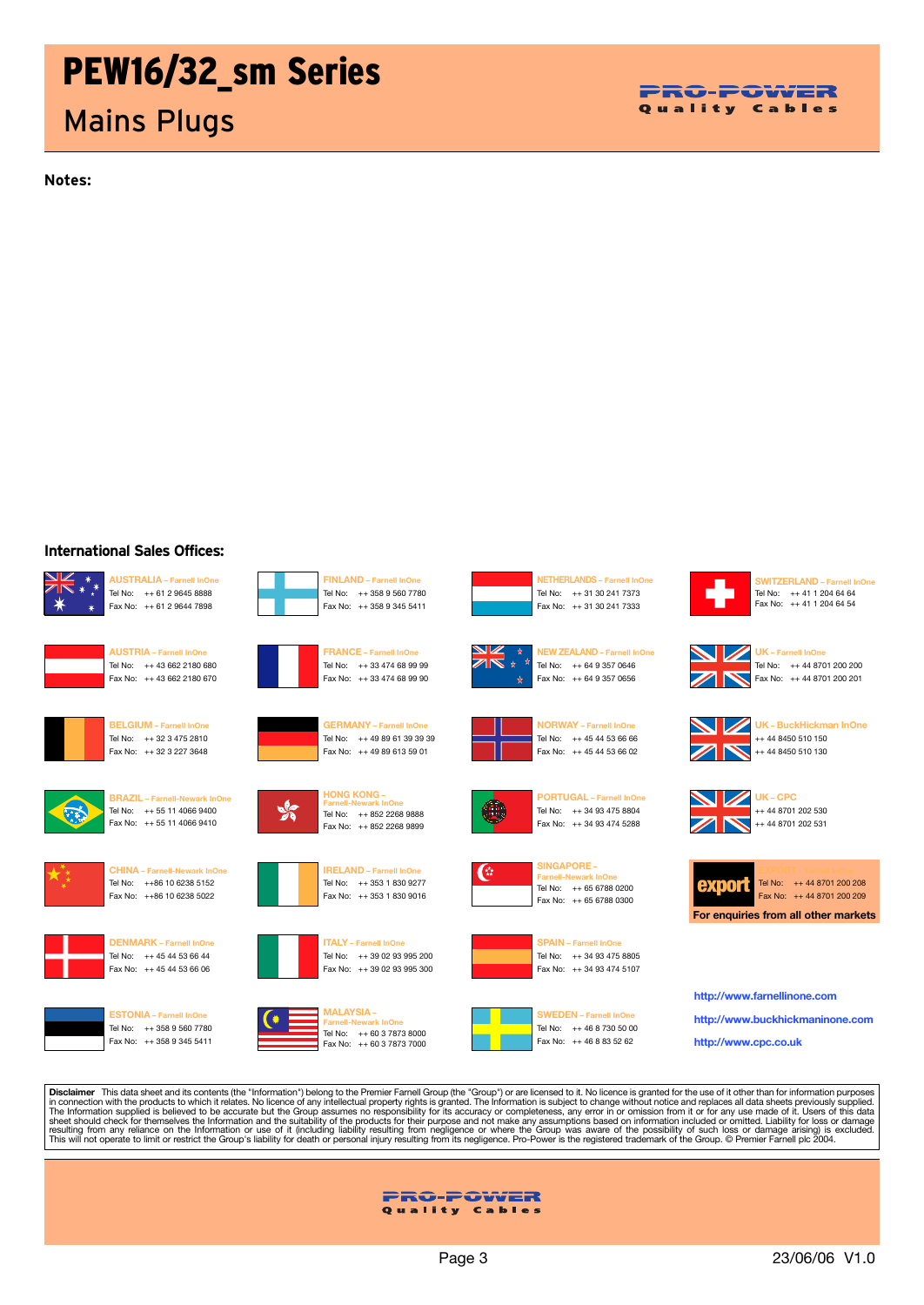# PEW16/32_sm Series

## Mains Plugs

**Notes:**

### International Sales Offices:

**AUSTRALIA** – Farnell InOne
Tel No: ++ 61 2 9645 8888
Fax No: ++ 61 2 9644 7898

**AUSTRIA** – Farnell InOne
Tel No: ++ 43 662 2180 680
Fax No: ++ 43 662 2180 670

**BELGIUM** – Farnell InOne
Tel No: ++ 32 3 475 2810
Fax No: ++ 32 3 227 3648

**BRAZIL** – Farnell-Newark InOne
Tel No: ++ 55 11 4066 9400
Fax No: ++ 55 11 4066 9410

**CHINA** – Farnell-Newark InOne
Tel No: ++86 10 6238 5152
Fax No: ++86 10 6238 5022

**DENMARK** – Farnell InOne
Tel No: ++ 45 44 53 66 44
Fax No: ++ 45 44 53 66 06

**ESTONIA** – Farnell InOne
Tel No: ++ 358 9 560 7780
Fax No: ++ 358 9 345 5411

**FINLAND** – Farnell InOne
Tel No: ++ 358 9 560 7780
Fax No: ++ 358 9 345 5411

**FRANCE** – Farnell InOne
Tel No: ++ 33 474 68 99 99
Fax No: ++ 33 474 68 99 90

**GERMANY** – Farnell InOne
Tel No: ++ 49 89 61 39 39 39
Fax No: ++ 49 89 613 59 01

**HONG KONG** – Farnell-Newark InOne
Tel No: ++ 852 2268 9888
Fax No: ++ 852 2268 9899

**IRELAND** – Farnell InOne
Tel No: ++ 353 1 830 9277
Fax No: ++ 353 1 830 9016

**ITALY** – Farnell InOne
Tel No: ++ 39 02 93 995 200
Fax No: ++ 39 02 93 995 300

**MALAYSIA** – Farnell-Newark InOne
Tel No: ++ 60 3 7873 8000
Fax No: ++ 60 3 7873 7000

**NETHERLANDS** – Farnell InOne
Tel No: ++ 31 30 241 7373
Fax No: ++ 31 30 241 7333

**NEW ZEALAND** – Farnell InOne
Tel No: ++ 64 9 357 0646
Fax No: ++ 64 9 357 0656

**NORWAY** – Farnell InOne
Tel No: ++ 45 44 53 66 66
Fax No: ++ 45 44 53 66 02

**PORTUGAL** – Farnell InOne
Tel No: ++ 34 93 475 8804
Fax No: ++ 34 93 474 5288

**SINGAPORE** – Farnell-Newark InOne
Tel No: ++ 65 6788 0200
Fax No: ++ 65 6788 0300

**SPAIN** – Farnell InOne
Tel No: ++ 34 93 475 8805
Fax No: ++ 34 93 474 5107

**SWEDEN** – Farnell InOne
Tel No: ++ 46 8 730 50 00
Fax No: ++ 46 8 83 52 62

**SWITZERLAND** – Farnell InOne
Tel No: ++ 41 1 204 64 64
Fax No: ++ 41 1 204 64 54

**UK** – Farnell InOne
Tel No: ++ 44 8701 200 200
Fax No: ++ 44 8701 200 201

**UK** – BuckHickman InOne
++ 44 8450 510 150
++ 44 8450 510 130

**UK** – CPC
++ 44 8701 202 530
++ 44 8701 202 531

**export**
Tel No: ++ 44 8701 200 208
Fax No: ++ 44 8701 200 209
For enquiries from all other markets

http://www.farnellinone.com

http://www.buckhickmaninone.com

http://www.cpc.co.uk

**Disclaimer** This data sheet and its contents (the "Information") belong to the Premier Farnell Group (the "Group") or are licensed to it. No licence is granted for the use of it other than for information purposes in connection with the products to which it relates. No licence of any intellectual property rights is granted. The Information is subject to change without notice and replaces all data sheets previously supplied. The Information supplied is believed to be accurate but the Group assumes no responsibility for its accuracy or completeness, any error in or omission from it or for any use made of it. Users of this data sheet should check for themselves the Information and the suitability of the products for their purpose and not make any assumptions based on information included or omitted. Liability for loss or damage resulting from any reliance on the Information or use of it (including liability resulting from negligence or where the Group was aware of the possibility of such loss or damage arising) is excluded. This will not operate to limit or restrict the Group's liability for death or personal injury resulting from its negligence. Pro-Power is the registered trademark of the Group. © Premier Farnell plc 2004.

23/06/06 V1.0